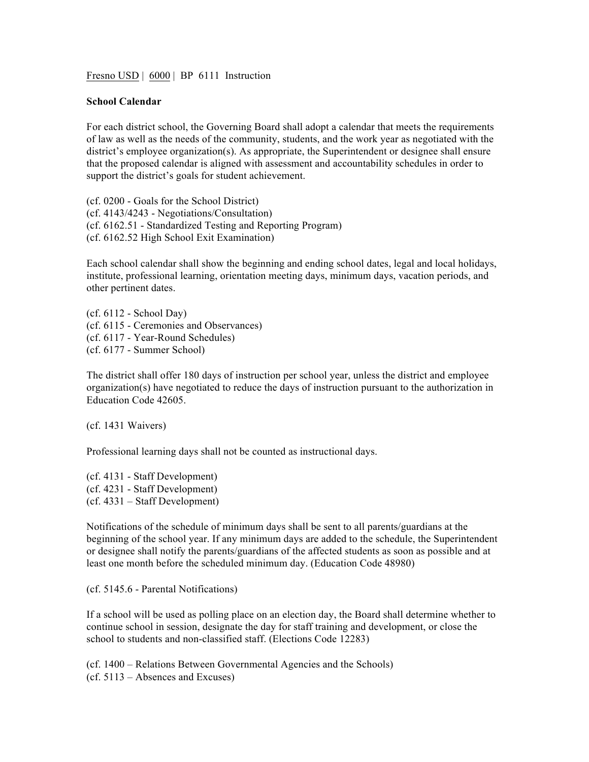Fresno USD | 6000 | BP 6111 Instruction

**School Calendar**

For each district school, the Governing Board shall adopt a calendar that meets the requirements of law as well as the needs of the community, students, and the work year as negotiated with the district's employee organization(s). As appropriate, the Superintendent or designee shall ensure that the proposed calendar is aligned with assessment and accountability schedules in order to support the district's goals for student achievement.

(cf. 0200 - Goals for the School District)
(cf. 4143/4243 - Negotiations/Consultation)
(cf. 6162.51 - Standardized Testing and Reporting Program)
(cf. 6162.52 High School Exit Examination)

Each school calendar shall show the beginning and ending school dates, legal and local holidays, institute, professional learning, orientation meeting days, minimum days, vacation periods, and other pertinent dates.

(cf. 6112 - School Day)
(cf. 6115 - Ceremonies and Observances)
(cf. 6117 - Year-Round Schedules)
(cf. 6177 - Summer School)

The district shall offer 180 days of instruction per school year, unless the district and employee organization(s) have negotiated to reduce the days of instruction pursuant to the authorization in Education Code 42605.

(cf. 1431 Waivers)

Professional learning days shall not be counted as instructional days.

(cf. 4131 - Staff Development)
(cf. 4231 - Staff Development)
(cf. 4331 – Staff Development)

Notifications of the schedule of minimum days shall be sent to all parents/guardians at the beginning of the school year. If any minimum days are added to the schedule, the Superintendent or designee shall notify the parents/guardians of the affected students as soon as possible and at least one month before the scheduled minimum day. (Education Code 48980)

(cf. 5145.6 - Parental Notifications)

If a school will be used as polling place on an election day, the Board shall determine whether to continue school in session, designate the day for staff training and development, or close the school to students and non-classified staff. (Elections Code 12283)

(cf. 1400 – Relations Between Governmental Agencies and the Schools)
(cf. 5113 – Absences and Excuses)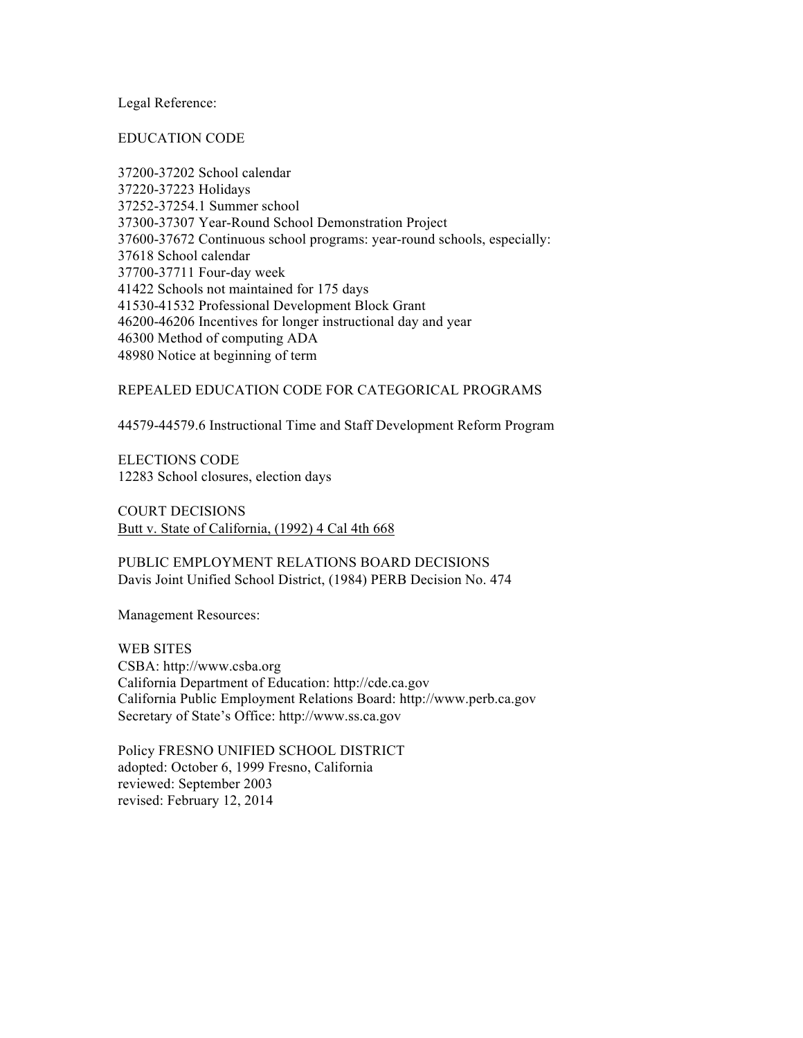Legal Reference:

EDUCATION CODE

37200-37202 School calendar
37220-37223 Holidays
37252-37254.1 Summer school
37300-37307 Year-Round School Demonstration Project
37600-37672 Continuous school programs: year-round schools, especially:
37618 School calendar
37700-37711 Four-day week
41422 Schools not maintained for 175 days
41530-41532 Professional Development Block Grant
46200-46206 Incentives for longer instructional day and year
46300 Method of computing ADA
48980 Notice at beginning of term

REPEALED EDUCATION CODE FOR CATEGORICAL PROGRAMS

44579-44579.6 Instructional Time and Staff Development Reform Program

ELECTIONS CODE
12283 School closures, election days

COURT DECISIONS
<u>Butt v. State of California, (1992) 4 Cal 4th 668</u>

PUBLIC EMPLOYMENT RELATIONS BOARD DECISIONS
Davis Joint Unified School District, (1984) PERB Decision No. 474

Management Resources:

WEB SITES
CSBA: http://www.csba.org
California Department of Education: http://cde.ca.gov
California Public Employment Relations Board: http://www.perb.ca.gov
Secretary of State's Office: http://www.ss.ca.gov

Policy FRESNO UNIFIED SCHOOL DISTRICT
adopted: October 6, 1999 Fresno, California
reviewed: September 2003
revised: February 12, 2014